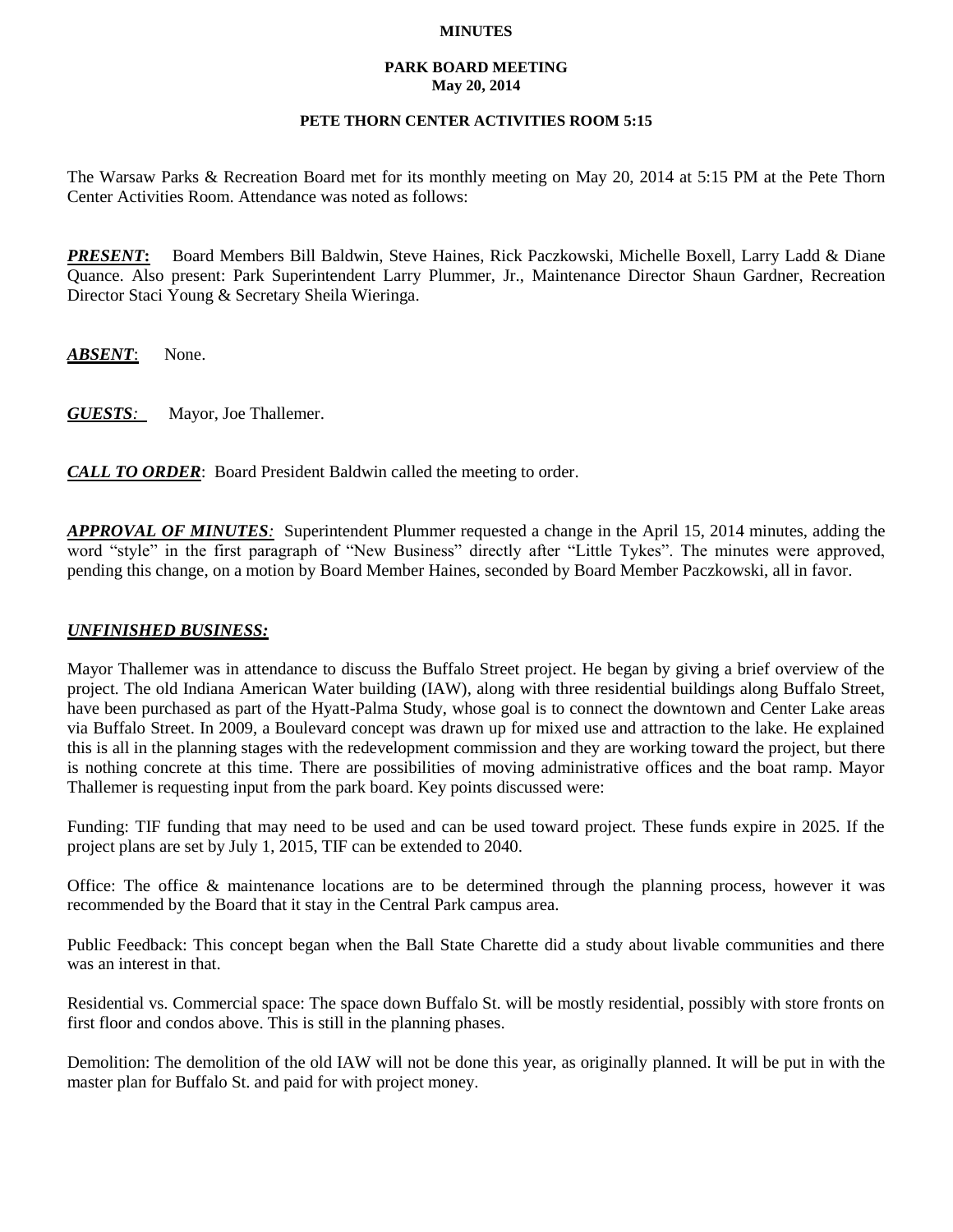# MINUTES

## PARK BOARD MEETING
## May 20, 2014

### PETE THORN CENTER ACTIVITIES ROOM 5:15

The Warsaw Parks & Recreation Board met for its monthly meeting on May 20, 2014 at 5:15 PM at the Pete Thorn Center Activities Room. Attendance was noted as follows:

***PRESENT*:** Board Members Bill Baldwin, Steve Haines, Rick Paczkowski, Michelle Boxell, Larry Ladd & Diane Quance. Also present: Park Superintendent Larry Plummer, Jr., Maintenance Director Shaun Gardner, Recreation Director Staci Young & Secretary Sheila Wieringa.

***ABSENT***: None.

***GUESTS:*** Mayor, Joe Thallemer.

***CALL TO ORDER***: Board President Baldwin called the meeting to order.

***APPROVAL OF MINUTES:*** Superintendent Plummer requested a change in the April 15, 2014 minutes, adding the word "style" in the first paragraph of "New Business" directly after "Little Tykes". The minutes were approved, pending this change, on a motion by Board Member Haines, seconded by Board Member Paczkowski, all in favor.

***UNFINISHED BUSINESS:***

Mayor Thallemer was in attendance to discuss the Buffalo Street project. He began by giving a brief overview of the project. The old Indiana American Water building (IAW), along with three residential buildings along Buffalo Street, have been purchased as part of the Hyatt-Palma Study, whose goal is to connect the downtown and Center Lake areas via Buffalo Street. In 2009, a Boulevard concept was drawn up for mixed use and attraction to the lake. He explained this is all in the planning stages with the redevelopment commission and they are working toward the project, but there is nothing concrete at this time. There are possibilities of moving administrative offices and the boat ramp. Mayor Thallemer is requesting input from the park board. Key points discussed were:

Funding: TIF funding that may need to be used and can be used toward project. These funds expire in 2025. If the project plans are set by July 1, 2015, TIF can be extended to 2040.

Office: The office & maintenance locations are to be determined through the planning process, however it was recommended by the Board that it stay in the Central Park campus area.

Public Feedback: This concept began when the Ball State Charette did a study about livable communities and there was an interest in that.

Residential vs. Commercial space: The space down Buffalo St. will be mostly residential, possibly with store fronts on first floor and condos above. This is still in the planning phases.

Demolition: The demolition of the old IAW will not be done this year, as originally planned. It will be put in with the master plan for Buffalo St. and paid for with project money.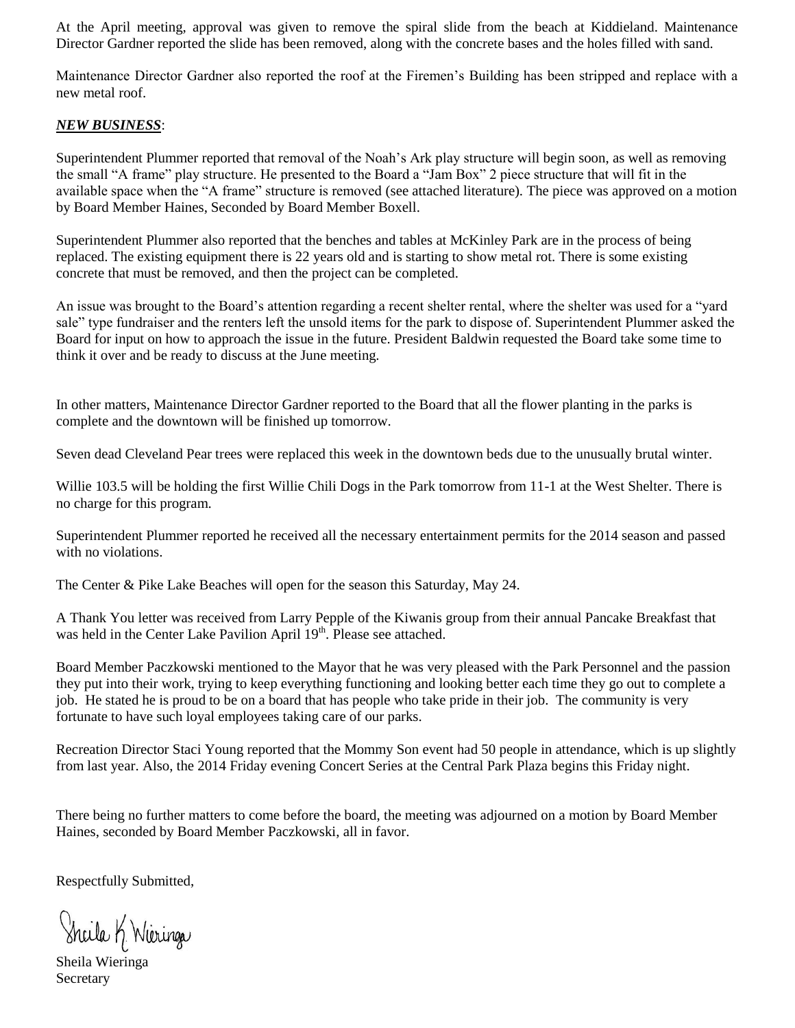At the April meeting, approval was given to remove the spiral slide from the beach at Kiddieland. Maintenance Director Gardner reported the slide has been removed, along with the concrete bases and the holes filled with sand.

Maintenance Director Gardner also reported the roof at the Firemen's Building has been stripped and replace with a new metal roof.

***NEW BUSINESS***:

Superintendent Plummer reported that removal of the Noah's Ark play structure will begin soon, as well as removing the small "A frame" play structure. He presented to the Board a "Jam Box" 2 piece structure that will fit in the available space when the "A frame" structure is removed (see attached literature). The piece was approved on a motion by Board Member Haines, Seconded by Board Member Boxell.

Superintendent Plummer also reported that the benches and tables at McKinley Park are in the process of being replaced. The existing equipment there is 22 years old and is starting to show metal rot. There is some existing concrete that must be removed, and then the project can be completed.

An issue was brought to the Board's attention regarding a recent shelter rental, where the shelter was used for a "yard sale" type fundraiser and the renters left the unsold items for the park to dispose of. Superintendent Plummer asked the Board for input on how to approach the issue in the future. President Baldwin requested the Board take some time to think it over and be ready to discuss at the June meeting.

In other matters, Maintenance Director Gardner reported to the Board that all the flower planting in the parks is complete and the downtown will be finished up tomorrow.

Seven dead Cleveland Pear trees were replaced this week in the downtown beds due to the unusually brutal winter.

Willie 103.5 will be holding the first Willie Chili Dogs in the Park tomorrow from 11-1 at the West Shelter. There is no charge for this program.

Superintendent Plummer reported he received all the necessary entertainment permits for the 2014 season and passed with no violations.

The Center & Pike Lake Beaches will open for the season this Saturday, May 24.

A Thank You letter was received from Larry Pepple of the Kiwanis group from their annual Pancake Breakfast that was held in the Center Lake Pavilion April 19th. Please see attached.

Board Member Paczkowski mentioned to the Mayor that he was very pleased with the Park Personnel and the passion they put into their work, trying to keep everything functioning and looking better each time they go out to complete a job. He stated he is proud to be on a board that has people who take pride in their job. The community is very fortunate to have such loyal employees taking care of our parks.

Recreation Director Staci Young reported that the Mommy Son event had 50 people in attendance, which is up slightly from last year. Also, the 2014 Friday evening Concert Series at the Central Park Plaza begins this Friday night.

There being no further matters to come before the board, the meeting was adjourned on a motion by Board Member Haines, seconded by Board Member Paczkowski, all in favor.

Respectfully Submitted,

Sheila K. Wieringa

Sheila Wieringa
Secretary